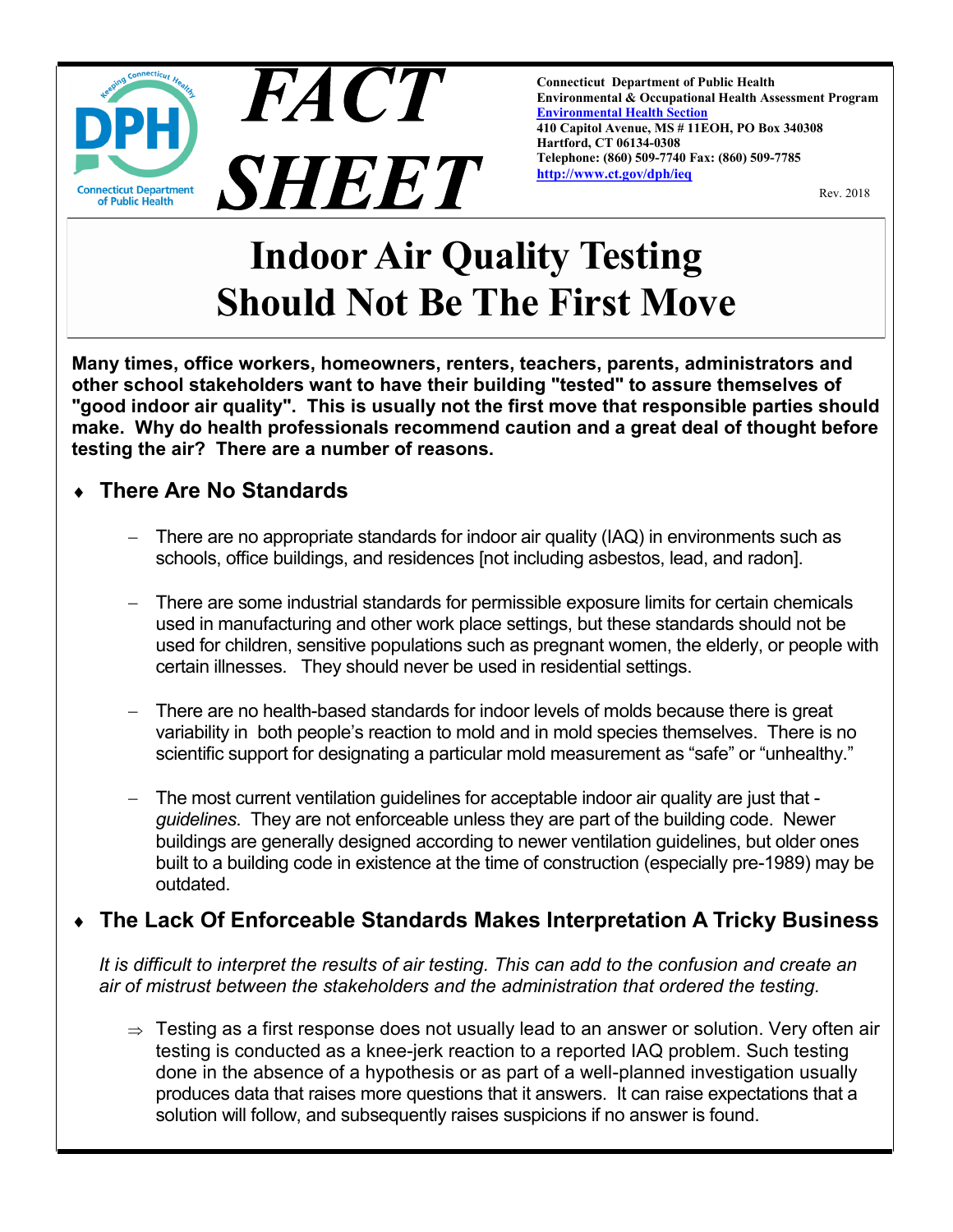# FACT SHEET

**Connecticut Department of Public Health**
**Environmental & Occupational Health Assessment Program**
**Environmental Health Section**
**410 Capitol Avenue, MS # 11EOH, PO Box 340308**
**Hartford, CT 06134-0308**
**Telephone: (860) 509-7740 Fax: (860) 509-7785**
**http://www.ct.gov/dph/ieq**

Rev. 2018

# Indoor Air Quality Testing Should Not Be The First Move

**Many times, office workers, homeowners, renters, teachers, parents, administrators and other school stakeholders want to have their building "tested" to assure themselves of "good indoor air quality". This is usually not the first move that responsible parties should make. Why do health professionals recommend caution and a great deal of thought before testing the air? There are a number of reasons.**

## ♦ There Are No Standards

- There are no appropriate standards for indoor air quality (IAQ) in environments such as schools, office buildings, and residences [not including asbestos, lead, and radon].

- There are some industrial standards for permissible exposure limits for certain chemicals used in manufacturing and other work place settings, but these standards should not be used for children, sensitive populations such as pregnant women, the elderly, or people with certain illnesses. They should never be used in residential settings.

- There are no health-based standards for indoor levels of molds because there is great variability in both people's reaction to mold and in mold species themselves. There is no scientific support for designating a particular mold measurement as "safe" or "unhealthy."

- The most current ventilation guidelines for acceptable indoor air quality are just that - *guidelines*. They are not enforceable unless they are part of the building code. Newer buildings are generally designed according to newer ventilation guidelines, but older ones built to a building code in existence at the time of construction (especially pre-1989) may be outdated.

## ♦ The Lack Of Enforceable Standards Makes Interpretation A Tricky Business

*It is difficult to interpret the results of air testing. This can add to the confusion and create an air of mistrust between the stakeholders and the administration that ordered the testing.*

⇒ Testing as a first response does not usually lead to an answer or solution. Very often air testing is conducted as a knee-jerk reaction to a reported IAQ problem. Such testing done in the absence of a hypothesis or as part of a well-planned investigation usually produces data that raises more questions that it answers. It can raise expectations that a solution will follow, and subsequently raises suspicions if no answer is found.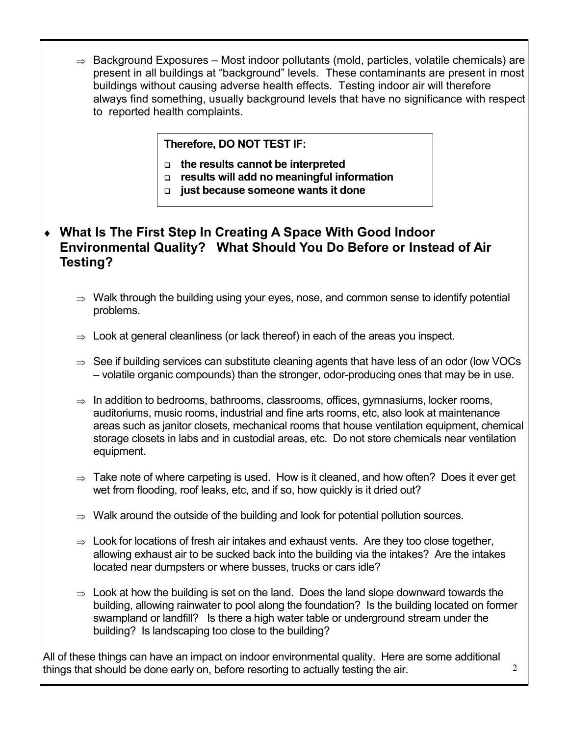- ⇒ Background Exposures – Most indoor pollutants (mold, particles, volatile chemicals) are present in all buildings at "background" levels. These contaminants are present in most buildings without causing adverse health effects. Testing indoor air will therefore always find something, usually background levels that have no significance with respect to reported health complaints.

> **Therefore, DO NOT TEST IF:**
>
> - **the results cannot be interpreted**
> - **results will add no meaningful information**
> - **just because someone wants it done**

## ♦ What Is The First Step In Creating A Space With Good Indoor Environmental Quality? What Should You Do Before or Instead of Air Testing?

- ⇒ Walk through the building using your eyes, nose, and common sense to identify potential problems.

- ⇒ Look at general cleanliness (or lack thereof) in each of the areas you inspect.

- ⇒ See if building services can substitute cleaning agents that have less of an odor (low VOCs – volatile organic compounds) than the stronger, odor-producing ones that may be in use.

- ⇒ In addition to bedrooms, bathrooms, classrooms, offices, gymnasiums, locker rooms, auditoriums, music rooms, industrial and fine arts rooms, etc, also look at maintenance areas such as janitor closets, mechanical rooms that house ventilation equipment, chemical storage closets in labs and in custodial areas, etc. Do not store chemicals near ventilation equipment.

- ⇒ Take note of where carpeting is used. How is it cleaned, and how often? Does it ever get wet from flooding, roof leaks, etc, and if so, how quickly is it dried out?

- ⇒ Walk around the outside of the building and look for potential pollution sources.

- ⇒ Look for locations of fresh air intakes and exhaust vents. Are they too close together, allowing exhaust air to be sucked back into the building via the intakes? Are the intakes located near dumpsters or where busses, trucks or cars idle?

- ⇒ Look at how the building is set on the land. Does the land slope downward towards the building, allowing rainwater to pool along the foundation? Is the building located on former swampland or landfill? Is there a high water table or underground stream under the building? Is landscaping too close to the building?

All of these things can have an impact on indoor environmental quality. Here are some additional things that should be done early on, before resorting to actually testing the air.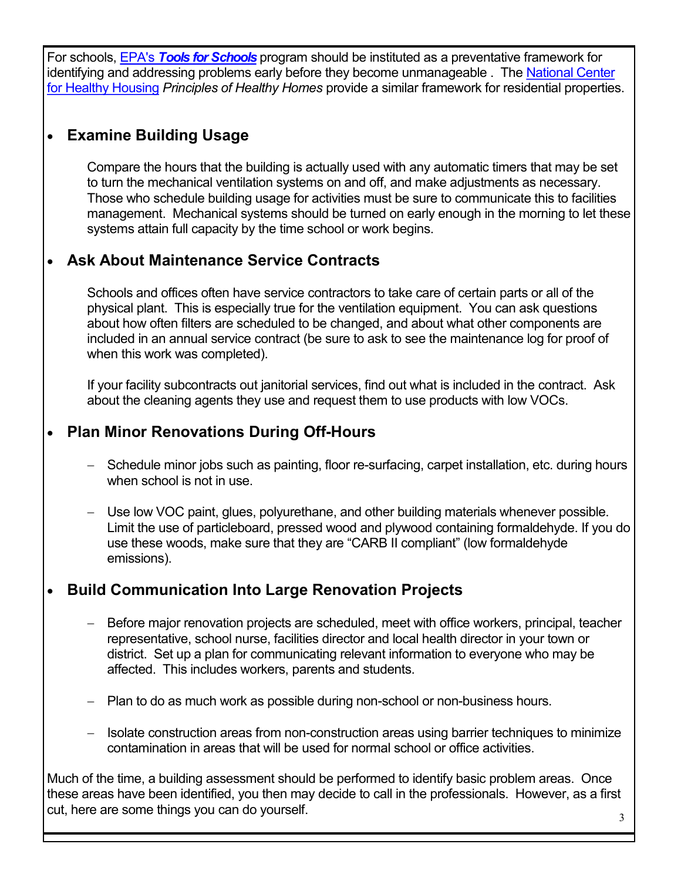For schools, [EPA's ***Tools for Schools***] program should be instituted as a preventative framework for identifying and addressing problems early before they become unmanageable . The [National Center for Healthy Housing] *Principles of Healthy Homes* provide a similar framework for residential properties.

- **Examine Building Usage**

  Compare the hours that the building is actually used with any automatic timers that may be set to turn the mechanical ventilation systems on and off, and make adjustments as necessary. Those who schedule building usage for activities must be sure to communicate this to facilities management. Mechanical systems should be turned on early enough in the morning to let these systems attain full capacity by the time school or work begins.

- **Ask About Maintenance Service Contracts**

  Schools and offices often have service contractors to take care of certain parts or all of the physical plant. This is especially true for the ventilation equipment. You can ask questions about how often filters are scheduled to be changed, and about what other components are included in an annual service contract (be sure to ask to see the maintenance log for proof of when this work was completed).

  If your facility subcontracts out janitorial services, find out what is included in the contract. Ask about the cleaning agents they use and request them to use products with low VOCs.

- **Plan Minor Renovations During Off-Hours**

  - Schedule minor jobs such as painting, floor re-surfacing, carpet installation, etc. during hours when school is not in use.
  - Use low VOC paint, glues, polyurethane, and other building materials whenever possible. Limit the use of particleboard, pressed wood and plywood containing formaldehyde. If you do use these woods, make sure that they are "CARB II compliant" (low formaldehyde emissions).

- **Build Communication Into Large Renovation Projects**

  - Before major renovation projects are scheduled, meet with office workers, principal, teacher representative, school nurse, facilities director and local health director in your town or district. Set up a plan for communicating relevant information to everyone who may be affected. This includes workers, parents and students.
  - Plan to do as much work as possible during non-school or non-business hours.
  - Isolate construction areas from non-construction areas using barrier techniques to minimize contamination in areas that will be used for normal school or office activities.

Much of the time, a building assessment should be performed to identify basic problem areas. Once these areas have been identified, you then may decide to call in the professionals. However, as a first cut, here are some things you can do yourself.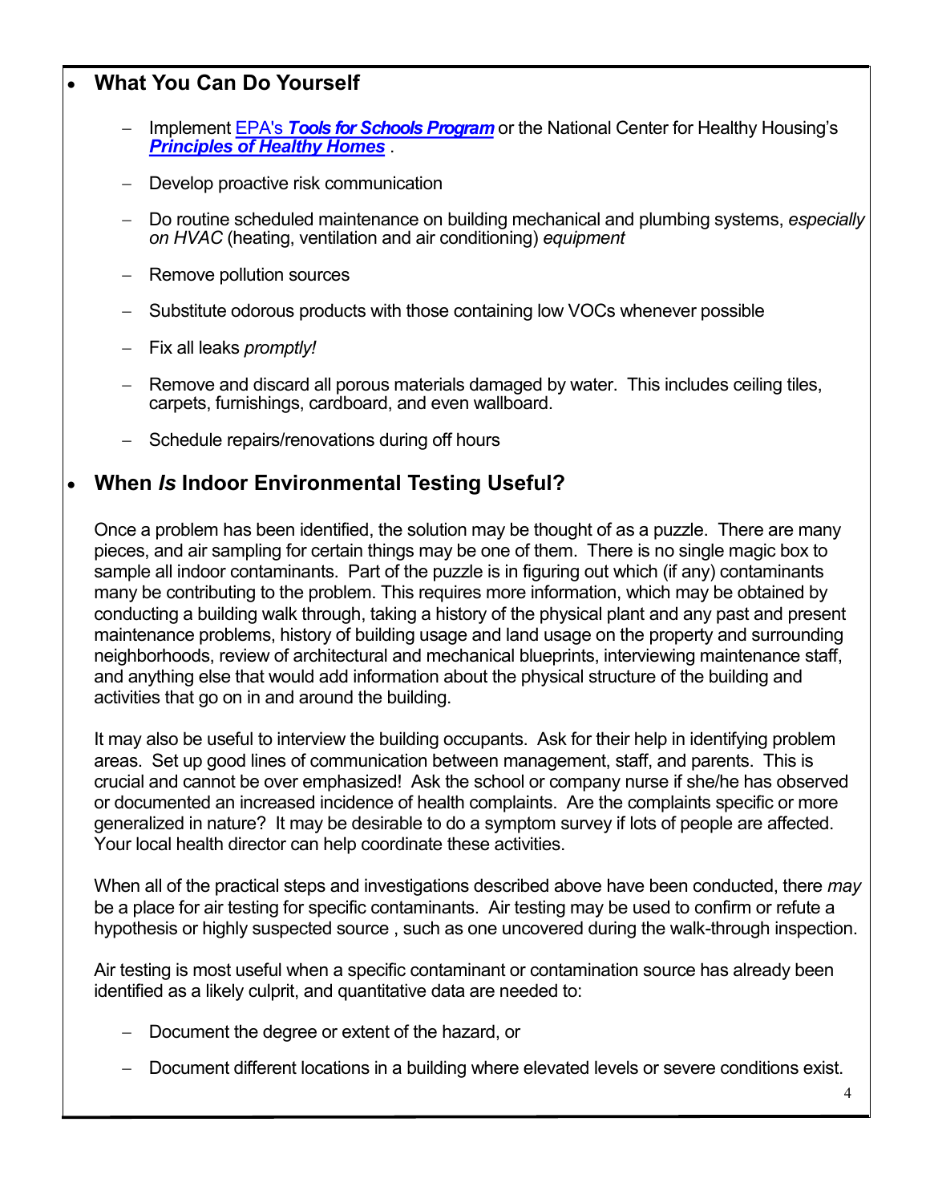- **What You Can Do Yourself**

  - Implement EPA's ***Tools for Schools Program*** or the National Center for Healthy Housing's ***Principles of Healthy Homes*** .
  - Develop proactive risk communication
  - Do routine scheduled maintenance on building mechanical and plumbing systems, *especially on HVAC* (heating, ventilation and air conditioning) *equipment*
  - Remove pollution sources
  - Substitute odorous products with those containing low VOCs whenever possible
  - Fix all leaks *promptly!*
  - Remove and discard all porous materials damaged by water. This includes ceiling tiles, carpets, furnishings, cardboard, and even wallboard.
  - Schedule repairs/renovations during off hours

- **When *Is* Indoor Environmental Testing Useful?**

Once a problem has been identified, the solution may be thought of as a puzzle. There are many pieces, and air sampling for certain things may be one of them. There is no single magic box to sample all indoor contaminants. Part of the puzzle is in figuring out which (if any) contaminants many be contributing to the problem. This requires more information, which may be obtained by conducting a building walk through, taking a history of the physical plant and any past and present maintenance problems, history of building usage and land usage on the property and surrounding neighborhoods, review of architectural and mechanical blueprints, interviewing maintenance staff, and anything else that would add information about the physical structure of the building and activities that go on in and around the building.

It may also be useful to interview the building occupants. Ask for their help in identifying problem areas. Set up good lines of communication between management, staff, and parents. This is crucial and cannot be over emphasized! Ask the school or company nurse if she/he has observed or documented an increased incidence of health complaints. Are the complaints specific or more generalized in nature? It may be desirable to do a symptom survey if lots of people are affected. Your local health director can help coordinate these activities.

When all of the practical steps and investigations described above have been conducted, there *may* be a place for air testing for specific contaminants. Air testing may be used to confirm or refute a hypothesis or highly suspected source , such as one uncovered during the walk-through inspection.

Air testing is most useful when a specific contaminant or contamination source has already been identified as a likely culprit, and quantitative data are needed to:

- Document the degree or extent of the hazard, or
- Document different locations in a building where elevated levels or severe conditions exist.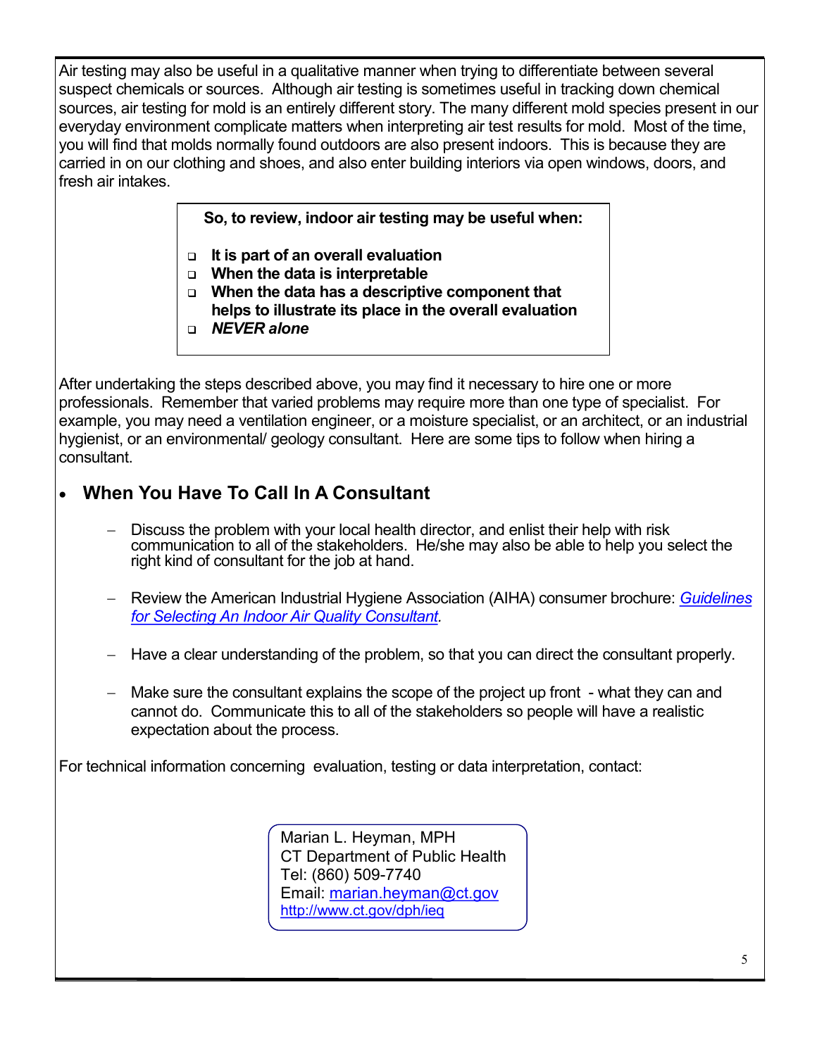Air testing may also be useful in a qualitative manner when trying to differentiate between several suspect chemicals or sources. Although air testing is sometimes useful in tracking down chemical sources, air testing for mold is an entirely different story. The many different mold species present in our everyday environment complicate matters when interpreting air test results for mold. Most of the time, you will find that molds normally found outdoors are also present indoors. This is because they are carried in on our clothing and shoes, and also enter building interiors via open windows, doors, and fresh air intakes.

**So, to review, indoor air testing may be useful when:**

- **It is part of an overall evaluation**
- **When the data is interpretable**
- **When the data has a descriptive component that helps to illustrate its place in the overall evaluation**
- ***NEVER alone***

After undertaking the steps described above, you may find it necessary to hire one or more professionals. Remember that varied problems may require more than one type of specialist. For example, you may need a ventilation engineer, or a moisture specialist, or an architect, or an industrial hygienist, or an environmental/ geology consultant. Here are some tips to follow when hiring a consultant.

## When You Have To Call In A Consultant

- Discuss the problem with your local health director, and enlist their help with risk communication to all of the stakeholders. He/she may also be able to help you select the right kind of consultant for the job at hand.
- Review the American Industrial Hygiene Association (AIHA) consumer brochure: *Guidelines for Selecting An Indoor Air Quality Consultant*.
- Have a clear understanding of the problem, so that you can direct the consultant properly.
- Make sure the consultant explains the scope of the project up front - what they can and cannot do. Communicate this to all of the stakeholders so people will have a realistic expectation about the process.

For technical information concerning evaluation, testing or data interpretation, contact:

Marian L. Heyman, MPH
CT Department of Public Health
Tel: (860) 509-7740
Email: marian.heyman@ct.gov
http://www.ct.gov/dph/ieq